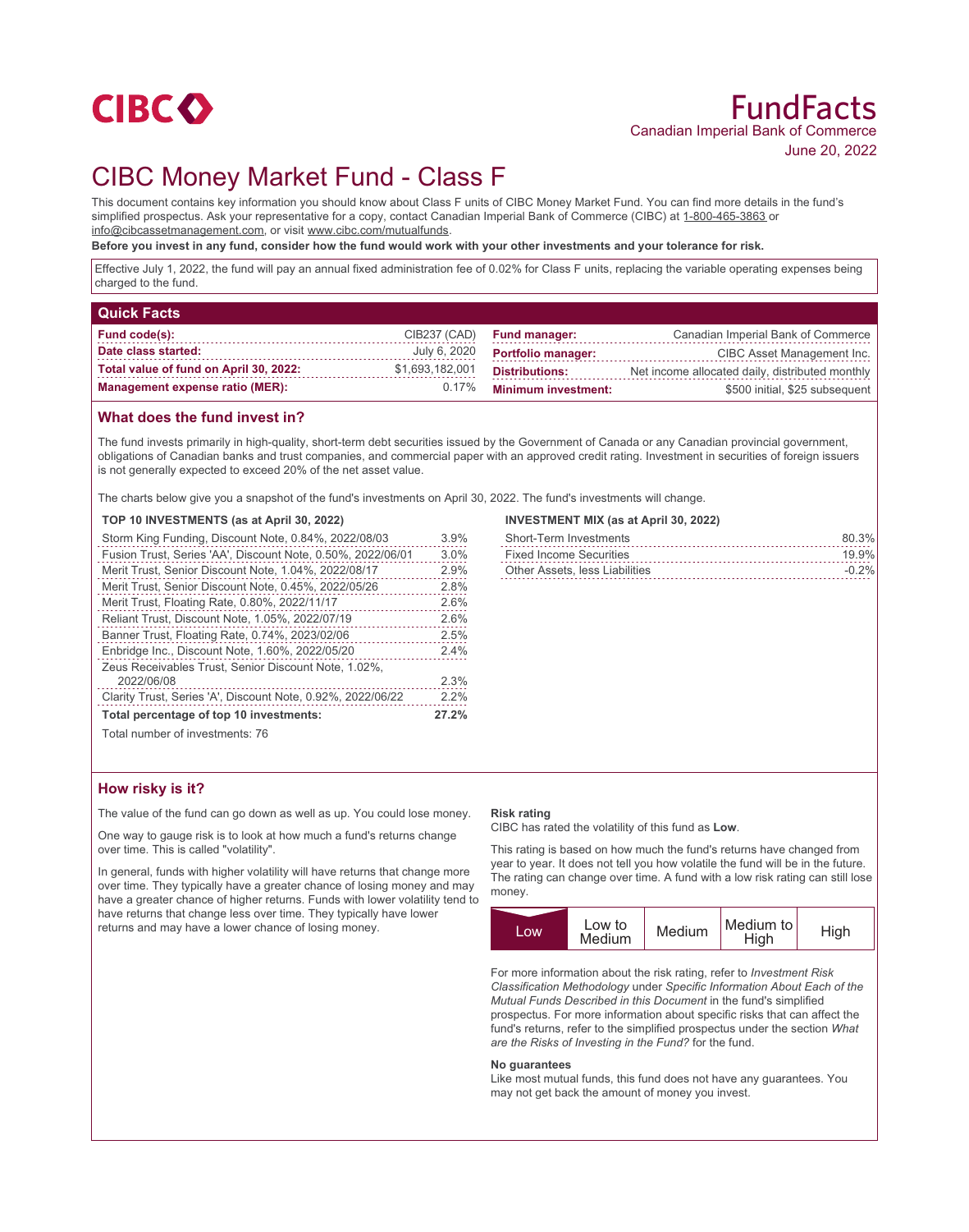CIBC

# FundFacts

Canadian Imperial Bank of Commerce

June 20, 2022

# CIBC Money Market Fund - Class F

This document contains key information you should know about Class F units of CIBC Money Market Fund. You can find more details in the fund's simplified prospectus. Ask your representative for a copy, contact Canadian Imperial Bank of Commerce (CIBC) at 1-800-465-3863 or info@cibcassetmanagement.com, or visit www.cibc.com/mutualfunds.

**Before you invest in any fund, consider how the fund would work with your other investments and your tolerance for risk.**

Effective July 1, 2022, the fund will pay an annual fixed administration fee of 0.02% for Class F units, replacing the variable operating expenses being charged to the fund.

## Quick Facts

| | | | |
|---|---|---|---|
| **Fund code(s):** | CIB237 (CAD) | **Fund manager:** | Canadian Imperial Bank of Commerce |
| **Date class started:** | July 6, 2020 | **Portfolio manager:** | CIBC Asset Management Inc. |
| **Total value of fund on April 30, 2022:** | $1,693,182,001 | **Distributions:** | Net income allocated daily, distributed monthly |
| **Management expense ratio (MER):** | 0.17% | **Minimum investment:** | $500 initial, $25 subsequent |

## What does the fund invest in?

The fund invests primarily in high-quality, short-term debt securities issued by the Government of Canada or any Canadian provincial government, obligations of Canadian banks and trust companies, and commercial paper with an approved credit rating. Investment in securities of foreign issuers is not generally expected to exceed 20% of the net asset value.

The charts below give you a snapshot of the fund's investments on April 30, 2022. The fund's investments will change.

**TOP 10 INVESTMENTS (as at April 30, 2022)**

| | |
|---|---|
| Storm King Funding, Discount Note, 0.84%, 2022/08/03 | 3.9% |
| Fusion Trust, Series 'AA', Discount Note, 0.50%, 2022/06/01 | 3.0% |
| Merit Trust, Senior Discount Note, 1.04%, 2022/08/17 | 2.9% |
| Merit Trust, Senior Discount Note, 0.45%, 2022/05/26 | 2.8% |
| Merit Trust, Floating Rate, 0.80%, 2022/11/17 | 2.6% |
| Reliant Trust, Discount Note, 1.05%, 2022/07/19 | 2.6% |
| Banner Trust, Floating Rate, 0.74%, 2023/02/06 | 2.5% |
| Enbridge Inc., Discount Note, 1.60%, 2022/05/20 | 2.4% |
| Zeus Receivables Trust, Senior Discount Note, 1.02%, 2022/06/08 | 2.3% |
| Clarity Trust, Series 'A', Discount Note, 0.92%, 2022/06/22 | 2.2% |
| **Total percentage of top 10 investments:** | **27.2%** |

Total number of investments: 76

**INVESTMENT MIX (as at April 30, 2022)**

| | |
|---|---|
| Short-Term Investments | 80.3% |
| Fixed Income Securities | 19.9% |
| Other Assets, less Liabilities | -0.2% |

## How risky is it?

The value of the fund can go down as well as up. You could lose money.

One way to gauge risk is to look at how much a fund's returns change over time. This is called "volatility".

In general, funds with higher volatility will have returns that change more over time. They typically have a greater chance of losing money and may have a greater chance of higher returns. Funds with lower volatility tend to have returns that change less over time. They typically have lower returns and may have a lower chance of losing money.

**Risk rating**

CIBC has rated the volatility of this fund as **Low**.

This rating is based on how much the fund's returns have changed from year to year. It does not tell you how volatile the fund will be in the future. The rating can change over time. A fund with a low risk rating can still lose money.

| **Low** | Low to Medium | Medium | Medium to High | High |
|---|---|---|---|---|

For more information about the risk rating, refer to *Investment Risk Classification Methodology* under *Specific Information About Each of the Mutual Funds Described in this Document* in the fund's simplified prospectus. For more information about specific risks that can affect the fund's returns, refer to the simplified prospectus under the section *What are the Risks of Investing in the Fund?* for the fund.

**No guarantees**

Like most mutual funds, this fund does not have any guarantees. You may not get back the amount of money you invest.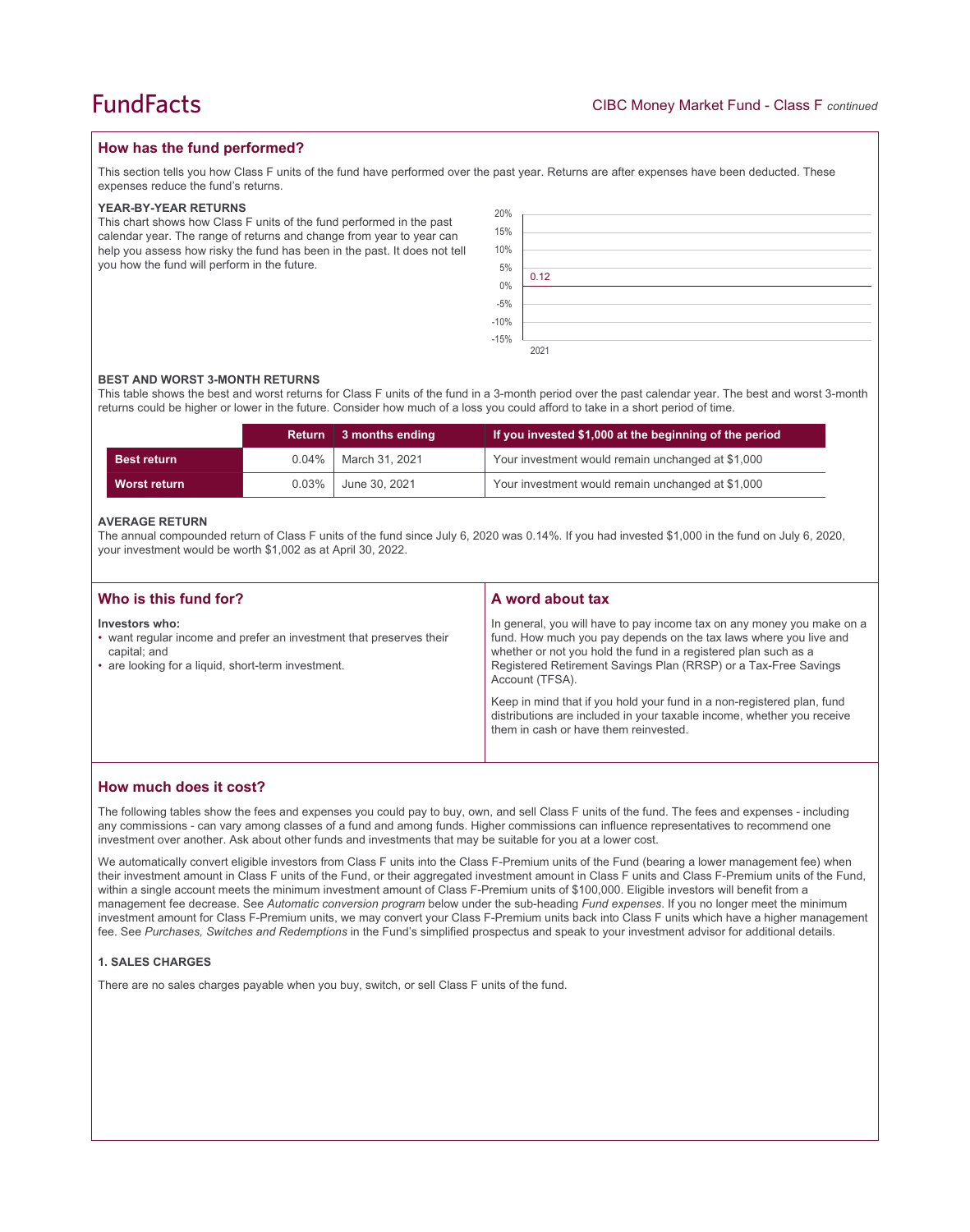## How has the fund performed?

This section tells you how Class F units of the fund have performed over the past year. Returns are after expenses have been deducted. These expenses reduce the fund's returns.

### YEAR-BY-YEAR RETURNS

This chart shows how Class F units of the fund performed in the past calendar year. The range of returns and change from year to year can help you assess how risky the fund has been in the past. It does not tell you how the fund will perform in the future.

| Year | Return (%) |
|---|---|
| 2021 | 0.12 |

### BEST AND WORST 3-MONTH RETURNS

This table shows the best and worst returns for Class F units of the fund in a 3-month period over the past calendar year. The best and worst 3-month returns could be higher or lower in the future. Consider how much of a loss you could afford to take in a short period of time.

| | Return | 3 months ending | If you invested $1,000 at the beginning of the period |
|---|---|---|---|
| **Best return** | 0.04% | March 31, 2021 | Your investment would remain unchanged at $1,000 |
| **Worst return** | 0.03% | June 30, 2021 | Your investment would remain unchanged at $1,000 |

### AVERAGE RETURN

The annual compounded return of Class F units of the fund since July 6, 2020 was 0.14%. If you had invested $1,000 in the fund on July 6, 2020, your investment would be worth $1,002 as at April 30, 2022.

## Who is this fund for?

**Investors who:**

- want regular income and prefer an investment that preserves their capital; and
- are looking for a liquid, short-term investment.

## A word about tax

In general, you will have to pay income tax on any money you make on a fund. How much you pay depends on the tax laws where you live and whether or not you hold the fund in a registered plan such as a Registered Retirement Savings Plan (RRSP) or a Tax-Free Savings Account (TFSA).

Keep in mind that if you hold your fund in a non-registered plan, fund distributions are included in your taxable income, whether you receive them in cash or have them reinvested.

## How much does it cost?

The following tables show the fees and expenses you could pay to buy, own, and sell Class F units of the fund. The fees and expenses - including any commissions - can vary among classes of a fund and among funds. Higher commissions can influence representatives to recommend one investment over another. Ask about other funds and investments that may be suitable for you at a lower cost.

We automatically convert eligible investors from Class F units into the Class F-Premium units of the Fund (bearing a lower management fee) when their investment amount in Class F units of the Fund, or their aggregated investment amount in Class F units and Class F-Premium units of the Fund, within a single account meets the minimum investment amount of Class F-Premium units of $100,000. Eligible investors will benefit from a management fee decrease. See *Automatic conversion program* below under the sub-heading *Fund expenses*. If you no longer meet the minimum investment amount for Class F-Premium units, we may convert your Class F-Premium units back into Class F units which have a higher management fee. See *Purchases, Switches and Redemptions* in the Fund's simplified prospectus and speak to your investment advisor for additional details.

### 1. SALES CHARGES

There are no sales charges payable when you buy, switch, or sell Class F units of the fund.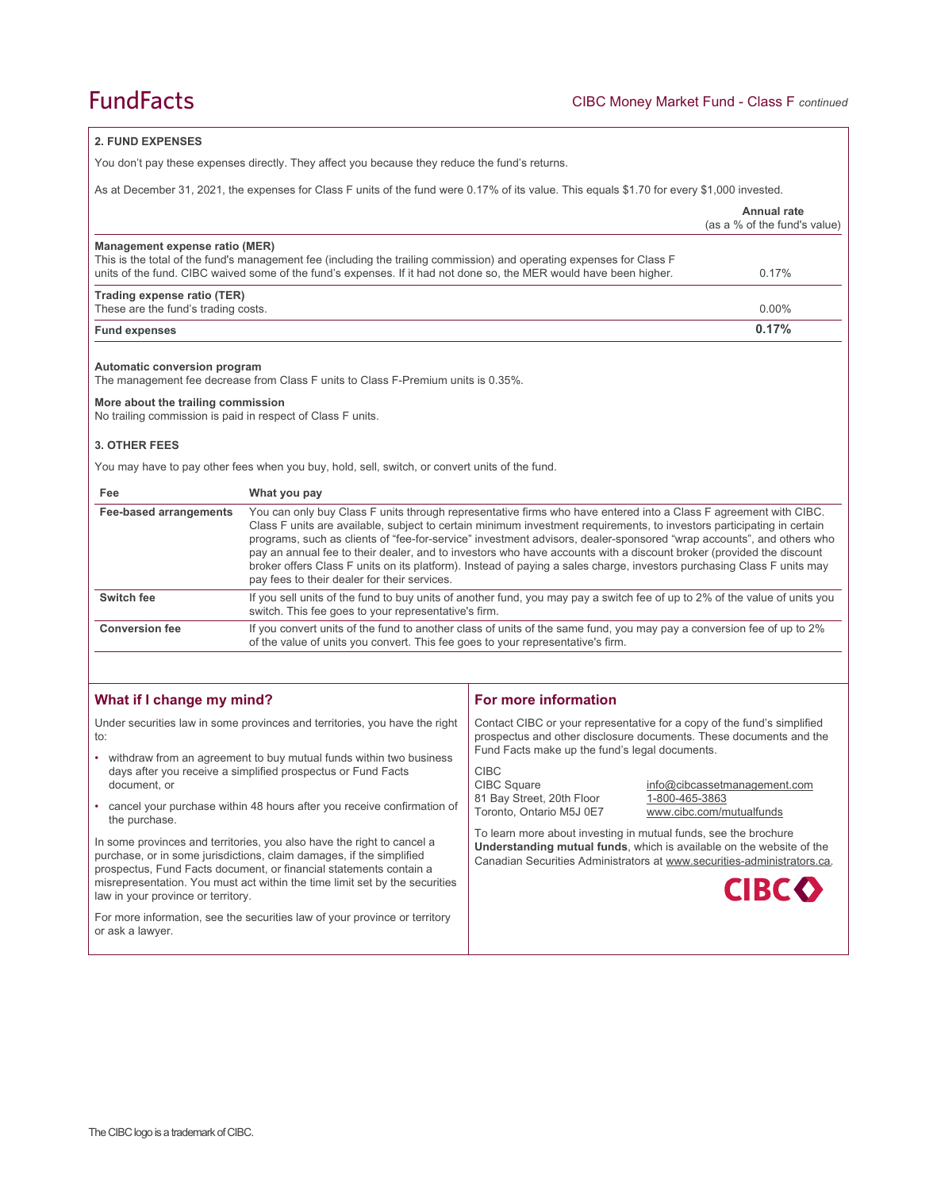## 2. FUND EXPENSES

You don't pay these expenses directly. They affect you because they reduce the fund's returns.

As at December 31, 2021, the expenses for Class F units of the fund were 0.17% of its value. This equals $1.70 for every $1,000 invested.

| | Annual rate (as a % of the fund's value) |
|---|---|
| **Management expense ratio (MER)**<br>This is the total of the fund's management fee (including the trailing commission) and operating expenses for Class F units of the fund. CIBC waived some of the fund's expenses. If it had not done so, the MER would have been higher. | 0.17% |
| **Trading expense ratio (TER)**<br>These are the fund's trading costs. | 0.00% |
| **Fund expenses** | **0.17%** |

**Automatic conversion program**
The management fee decrease from Class F units to Class F-Premium units is 0.35%.

**More about the trailing commission**
No trailing commission is paid in respect of Class F units.

## 3. OTHER FEES

You may have to pay other fees when you buy, hold, sell, switch, or convert units of the fund.

| Fee | What you pay |
|---|---|
| **Fee-based arrangements** | You can only buy Class F units through representative firms who have entered into a Class F agreement with CIBC. Class F units are available, subject to certain minimum investment requirements, to investors participating in certain programs, such as clients of "fee-for-service" investment advisors, dealer-sponsored "wrap accounts", and others who pay an annual fee to their dealer, and to investors who have accounts with a discount broker (provided the discount broker offers Class F units on its platform). Instead of paying a sales charge, investors purchasing Class F units may pay fees to their dealer for their services. |
| **Switch fee** | If you sell units of the fund to buy units of another fund, you may pay a switch fee of up to 2% of the value of units you switch. This fee goes to your representative's firm. |
| **Conversion fee** | If you convert units of the fund to another class of units of the same fund, you may pay a conversion fee of up to 2% of the value of units you convert. This fee goes to your representative's firm. |

## What if I change my mind?

Under securities law in some provinces and territories, you have the right to:

- withdraw from an agreement to buy mutual funds within two business days after you receive a simplified prospectus or Fund Facts document, or
- cancel your purchase within 48 hours after you receive confirmation of the purchase.

In some provinces and territories, you also have the right to cancel a purchase, or in some jurisdictions, claim damages, if the simplified prospectus, Fund Facts document, or financial statements contain a misrepresentation. You must act within the time limit set by the securities law in your province or territory.

For more information, see the securities law of your province or territory or ask a lawyer.

## For more information

Contact CIBC or your representative for a copy of the fund's simplified prospectus and other disclosure documents. These documents and the Fund Facts make up the fund's legal documents.

CIBC
CIBC Square
81 Bay Street, 20th Floor
Toronto, Ontario M5J 0E7

info@cibcassetmanagement.com
1-800-465-3863
www.cibc.com/mutualfunds

To learn more about investing in mutual funds, see the brochure **Understanding mutual funds**, which is available on the website of the Canadian Securities Administrators at www.securities-administrators.ca.

CIBC

The CIBC logo is a trademark of CIBC.